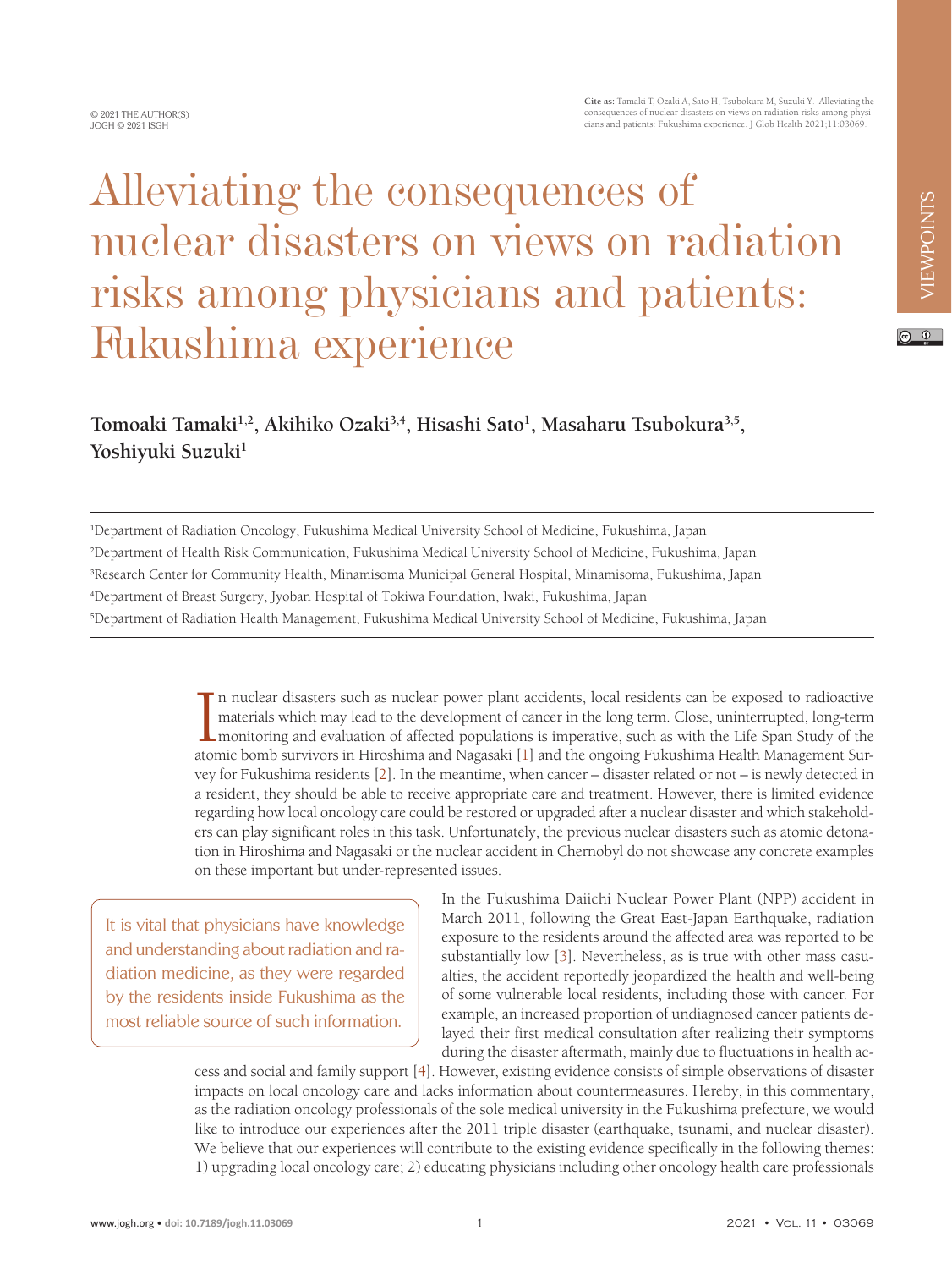© 2021 THE AUTHOR(S)
JOGH © 2021 ISGH

**Cite as:** Tamaki T, Ozaki A, Sato H, Tsubokura M, Suzuki Y. Alleviating the consequences of nuclear disasters on views on radiation risks among physicians and patients: Fukushima experience. J Glob Health 2021;11:03069.

VIEWPOINTS

# Alleviating the consequences of nuclear disasters on views on radiation risks among physicians and patients: Fukushima experience

**Tomoaki Tamaki[1,2], Akihiko Ozaki[3,4], Hisashi Sato[1], Masaharu Tsubokura[3,5], Yoshiyuki Suzuki[1]**

[1]Department of Radiation Oncology, Fukushima Medical University School of Medicine, Fukushima, Japan
[2]Department of Health Risk Communication, Fukushima Medical University School of Medicine, Fukushima, Japan
[3]Research Center for Community Health, Minamisoma Municipal General Hospital, Minamisoma, Fukushima, Japan
[4]Department of Breast Surgery, Jyoban Hospital of Tokiwa Foundation, Iwaki, Fukushima, Japan
[5]Department of Radiation Health Management, Fukushima Medical University School of Medicine, Fukushima, Japan

In nuclear disasters such as nuclear power plant accidents, local residents can be exposed to radioactive materials which may lead to the development of cancer in the long term. Close, uninterrupted, long-term monitoring and evaluation of affected populations is imperative, such as with the Life Span Study of the atomic bomb survivors in Hiroshima and Nagasaki [1] and the ongoing Fukushima Health Management Survey for Fukushima residents [2]. In the meantime, when cancer – disaster related or not – is newly detected in a resident, they should be able to receive appropriate care and treatment. However, there is limited evidence regarding how local oncology care could be restored or upgraded after a nuclear disaster and which stakeholders can play significant roles in this task. Unfortunately, the previous nuclear disasters such as atomic detonation in Hiroshima and Nagasaki or the nuclear accident in Chernobyl do not showcase any concrete examples on these important but under-represented issues.

> It is vital that physicians have knowledge and understanding about radiation and radiation medicine, as they were regarded by the residents inside Fukushima as the most reliable source of such information.

In the Fukushima Daiichi Nuclear Power Plant (NPP) accident in March 2011, following the Great East-Japan Earthquake, radiation exposure to the residents around the affected area was reported to be substantially low [3]. Nevertheless, as is true with other mass casualties, the accident reportedly jeopardized the health and well-being of some vulnerable local residents, including those with cancer. For example, an increased proportion of undiagnosed cancer patients delayed their first medical consultation after realizing their symptoms during the disaster aftermath, mainly due to fluctuations in health access and social and family support [4]. However, existing evidence consists of simple observations of disaster impacts on local oncology care and lacks information about countermeasures. Hereby, in this commentary, as the radiation oncology professionals of the sole medical university in the Fukushima prefecture, we would like to introduce our experiences after the 2011 triple disaster (earthquake, tsunami, and nuclear disaster). We believe that our experiences will contribute to the existing evidence specifically in the following themes: 1) upgrading local oncology care; 2) educating physicians including other oncology health care professionals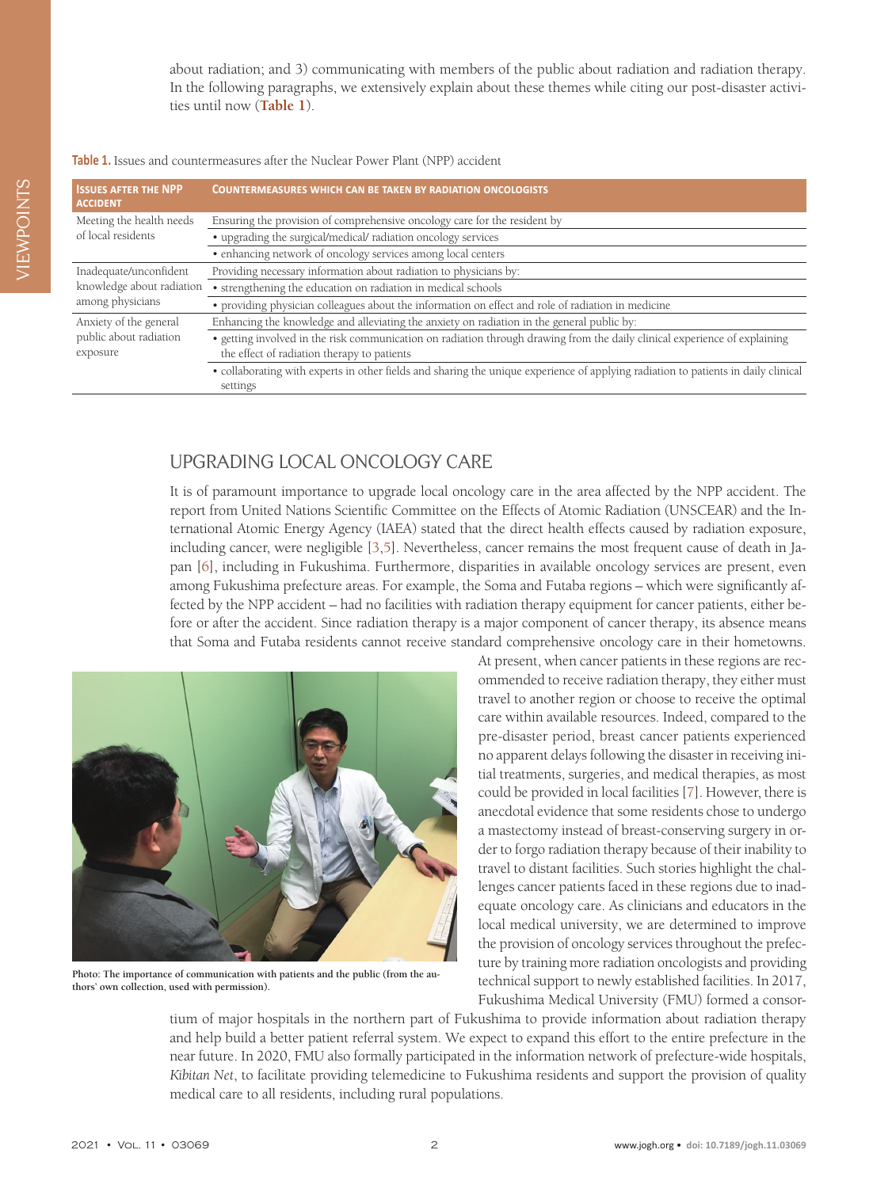about radiation; and 3) communicating with members of the public about radiation and radiation therapy. In the following paragraphs, we extensively explain about these themes while citing our post-disaster activities until now (**Table 1**).

**Table 1.** Issues and countermeasures after the Nuclear Power Plant (NPP) accident

| Issues after the NPP accident | Countermeasures which can be taken by radiation oncologists |
|---|---|
| Meeting the health needs of local residents | Ensuring the provision of comprehensive oncology care for the resident by |
| | • upgrading the surgical/medical/ radiation oncology services |
| | • enhancing network of oncology services among local centers |
| Inadequate/unconfident knowledge about radiation among physicians | Providing necessary information about radiation to physicians by: |
| | • strengthening the education on radiation in medical schools |
| | • providing physician colleagues about the information on effect and role of radiation in medicine |
| Anxiety of the general public about radiation exposure | Enhancing the knowledge and alleviating the anxiety on radiation in the general public by: |
| | • getting involved in the risk communication on radiation through drawing from the daily clinical experience of explaining the effect of radiation therapy to patients |
| | • collaborating with experts in other fields and sharing the unique experience of applying radiation to patients in daily clinical settings |

## UPGRADING LOCAL ONCOLOGY CARE

It is of paramount importance to upgrade local oncology care in the area affected by the NPP accident. The report from United Nations Scientific Committee on the Effects of Atomic Radiation (UNSCEAR) and the International Atomic Energy Agency (IAEA) stated that the direct health effects caused by radiation exposure, including cancer, were negligible [3,5]. Nevertheless, cancer remains the most frequent cause of death in Japan [6], including in Fukushima. Furthermore, disparities in available oncology services are present, even among Fukushima prefecture areas. For example, the Soma and Futaba regions – which were significantly affected by the NPP accident – had no facilities with radiation therapy equipment for cancer patients, either before or after the accident. Since radiation therapy is a major component of cancer therapy, its absence means that Soma and Futaba residents cannot receive standard comprehensive oncology care in their hometowns. At present, when cancer patients in these regions are recommended to receive radiation therapy, they either must travel to another region or choose to receive the optimal care within available resources. Indeed, compared to the pre-disaster period, breast cancer patients experienced no apparent delays following the disaster in receiving initial treatments, surgeries, and medical therapies, as most could be provided in local facilities [7]. However, there is anecdotal evidence that some residents chose to undergo a mastectomy instead of breast-conserving surgery in order to forgo radiation therapy because of their inability to travel to distant facilities. Such stories highlight the challenges cancer patients faced in these regions due to inadequate oncology care. As clinicians and educators in the local medical university, we are determined to improve the provision of oncology services throughout the prefecture by training more radiation oncologists and providing technical support to newly established facilities. In 2017, Fukushima Medical University (FMU) formed a consortium of major hospitals in the northern part of Fukushima to provide information about radiation therapy and help build a better patient referral system. We expect to expand this effort to the entire prefecture in the near future. In 2020, FMU also formally participated in the information network of prefecture-wide hospitals, *Kibitan Net*, to facilitate providing telemedicine to Fukushima residents and support the provision of quality medical care to all residents, including rural populations.

**Photo: The importance of communication with patients and the public (from the authors' own collection, used with permission).**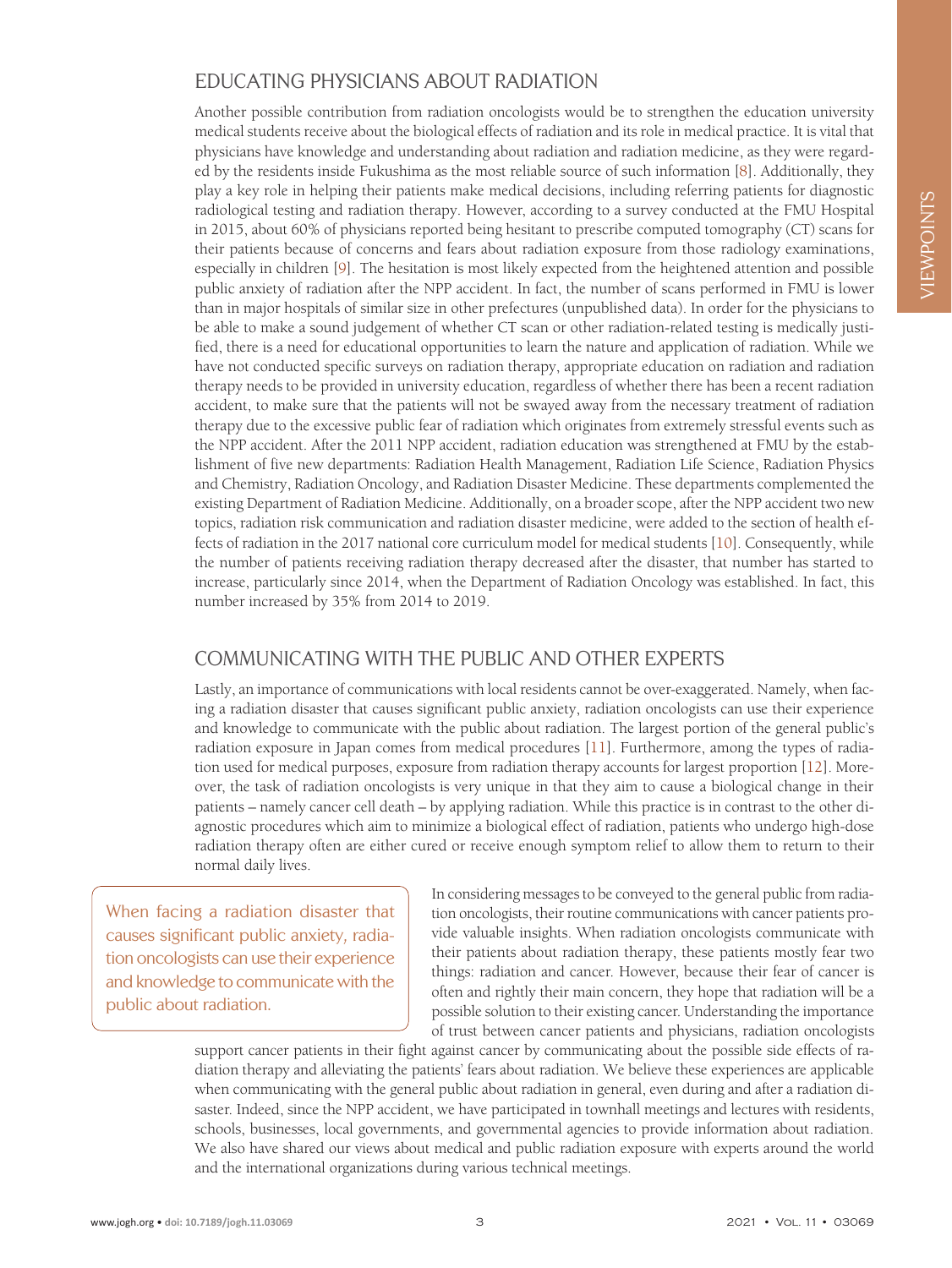## EDUCATING PHYSICIANS ABOUT RADIATION

Another possible contribution from radiation oncologists would be to strengthen the education university medical students receive about the biological effects of radiation and its role in medical practice. It is vital that physicians have knowledge and understanding about radiation and radiation medicine, as they were regarded by the residents inside Fukushima as the most reliable source of such information [8]. Additionally, they play a key role in helping their patients make medical decisions, including referring patients for diagnostic radiological testing and radiation therapy. However, according to a survey conducted at the FMU Hospital in 2015, about 60% of physicians reported being hesitant to prescribe computed tomography (CT) scans for their patients because of concerns and fears about radiation exposure from those radiology examinations, especially in children [9]. The hesitation is most likely expected from the heightened attention and possible public anxiety of radiation after the NPP accident. In fact, the number of scans performed in FMU is lower than in major hospitals of similar size in other prefectures (unpublished data). In order for the physicians to be able to make a sound judgement of whether CT scan or other radiation-related testing is medically justified, there is a need for educational opportunities to learn the nature and application of radiation. While we have not conducted specific surveys on radiation therapy, appropriate education on radiation and radiation therapy needs to be provided in university education, regardless of whether there has been a recent radiation accident, to make sure that the patients will not be swayed away from the necessary treatment of radiation therapy due to the excessive public fear of radiation which originates from extremely stressful events such as the NPP accident. After the 2011 NPP accident, radiation education was strengthened at FMU by the establishment of five new departments: Radiation Health Management, Radiation Life Science, Radiation Physics and Chemistry, Radiation Oncology, and Radiation Disaster Medicine. These departments complemented the existing Department of Radiation Medicine. Additionally, on a broader scope, after the NPP accident two new topics, radiation risk communication and radiation disaster medicine, were added to the section of health effects of radiation in the 2017 national core curriculum model for medical students [10]. Consequently, while the number of patients receiving radiation therapy decreased after the disaster, that number has started to increase, particularly since 2014, when the Department of Radiation Oncology was established. In fact, this number increased by 35% from 2014 to 2019.

## COMMUNICATING WITH THE PUBLIC AND OTHER EXPERTS

Lastly, an importance of communications with local residents cannot be over-exaggerated. Namely, when facing a radiation disaster that causes significant public anxiety, radiation oncologists can use their experience and knowledge to communicate with the public about radiation. The largest portion of the general public's radiation exposure in Japan comes from medical procedures [11]. Furthermore, among the types of radiation used for medical purposes, exposure from radiation therapy accounts for largest proportion [12]. Moreover, the task of radiation oncologists is very unique in that they aim to cause a biological change in their patients – namely cancer cell death – by applying radiation. While this practice is in contrast to the other diagnostic procedures which aim to minimize a biological effect of radiation, patients who undergo high-dose radiation therapy often are either cured or receive enough symptom relief to allow them to return to their normal daily lives.

> When facing a radiation disaster that causes significant public anxiety, radiation oncologists can use their experience and knowledge to communicate with the public about radiation.

In considering messages to be conveyed to the general public from radiation oncologists, their routine communications with cancer patients provide valuable insights. When radiation oncologists communicate with their patients about radiation therapy, these patients mostly fear two things: radiation and cancer. However, because their fear of cancer is often and rightly their main concern, they hope that radiation will be a possible solution to their existing cancer. Understanding the importance of trust between cancer patients and physicians, radiation oncologists support cancer patients in their fight against cancer by communicating about the possible side effects of radiation therapy and alleviating the patients' fears about radiation. We believe these experiences are applicable when communicating with the general public about radiation in general, even during and after a radiation disaster. Indeed, since the NPP accident, we have participated in townhall meetings and lectures with residents, schools, businesses, local governments, and governmental agencies to provide information about radiation. We also have shared our views about medical and public radiation exposure with experts around the world and the international organizations during various technical meetings.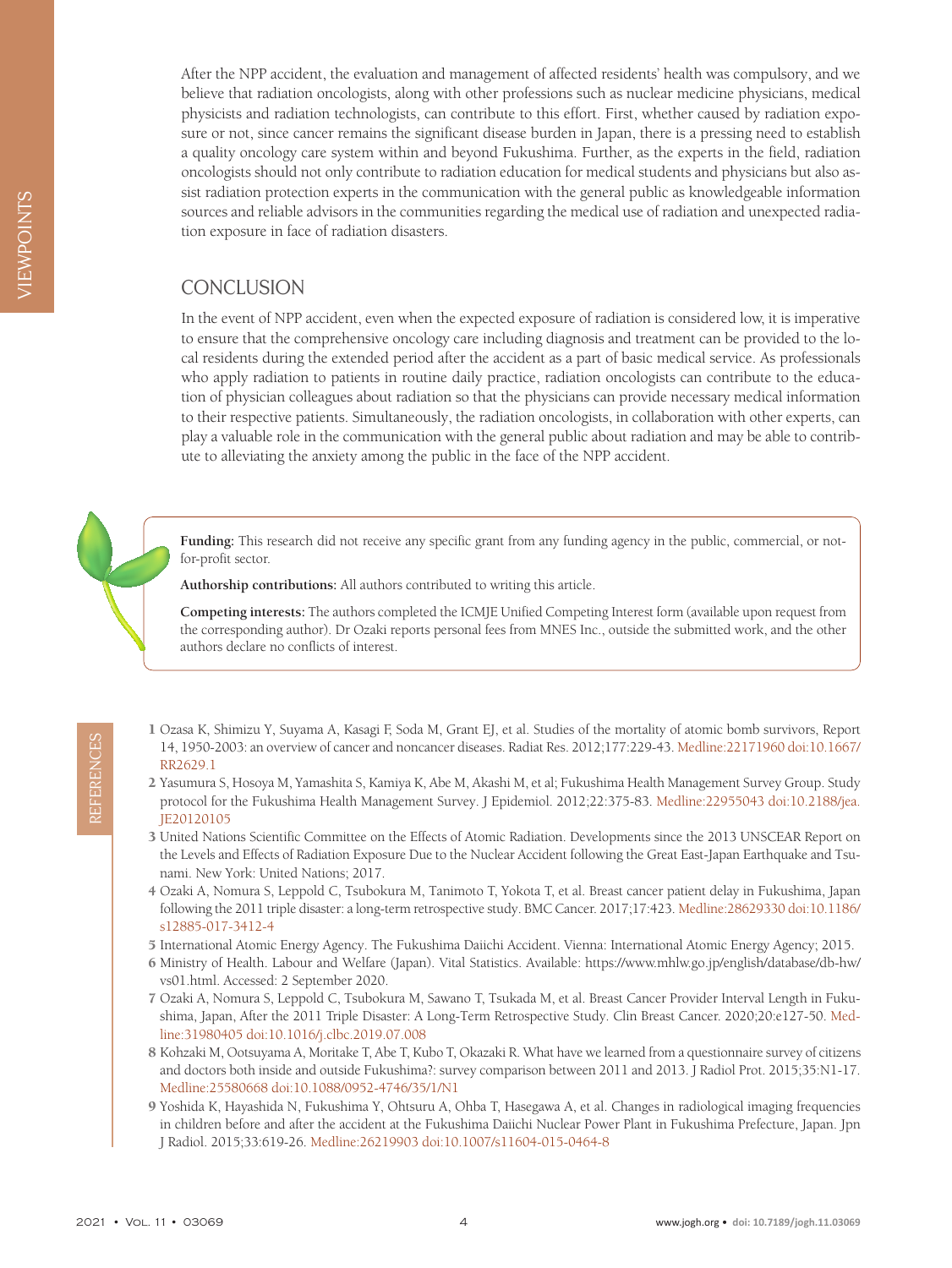After the NPP accident, the evaluation and management of affected residents' health was compulsory, and we believe that radiation oncologists, along with other professions such as nuclear medicine physicians, medical physicists and radiation technologists, can contribute to this effort. First, whether caused by radiation exposure or not, since cancer remains the significant disease burden in Japan, there is a pressing need to establish a quality oncology care system within and beyond Fukushima. Further, as the experts in the field, radiation oncologists should not only contribute to radiation education for medical students and physicians but also assist radiation protection experts in the communication with the general public as knowledgeable information sources and reliable advisors in the communities regarding the medical use of radiation and unexpected radiation exposure in face of radiation disasters.

## CONCLUSION

In the event of NPP accident, even when the expected exposure of radiation is considered low, it is imperative to ensure that the comprehensive oncology care including diagnosis and treatment can be provided to the local residents during the extended period after the accident as a part of basic medical service. As professionals who apply radiation to patients in routine daily practice, radiation oncologists can contribute to the education of physician colleagues about radiation so that the physicians can provide necessary medical information to their respective patients. Simultaneously, the radiation oncologists, in collaboration with other experts, can play a valuable role in the communication with the general public about radiation and may be able to contribute to alleviating the anxiety among the public in the face of the NPP accident.

**Funding:** This research did not receive any specific grant from any funding agency in the public, commercial, or not-for-profit sector.

**Authorship contributions:** All authors contributed to writing this article.

**Competing interests:** The authors completed the ICMJE Unified Competing Interest form (available upon request from the corresponding author). Dr Ozaki reports personal fees from MNES Inc., outside the submitted work, and the other authors declare no conflicts of interest.

## REFERENCES

1 Ozasa K, Shimizu Y, Suyama A, Kasagi F, Soda M, Grant EJ, et al. Studies of the mortality of atomic bomb survivors, Report 14, 1950-2003: an overview of cancer and noncancer diseases. Radiat Res. 2012;177:229-43. Medline:22171960 doi:10.1667/RR2629.1

2 Yasumura S, Hosoya M, Yamashita S, Kamiya K, Abe M, Akashi M, et al; Fukushima Health Management Survey Group. Study protocol for the Fukushima Health Management Survey. J Epidemiol. 2012;22:375-83. Medline:22955043 doi:10.2188/jea.JE20120105

3 United Nations Scientific Committee on the Effects of Atomic Radiation. Developments since the 2013 UNSCEAR Report on the Levels and Effects of Radiation Exposure Due to the Nuclear Accident following the Great East-Japan Earthquake and Tsunami. New York: United Nations; 2017.

4 Ozaki A, Nomura S, Leppold C, Tsubokura M, Tanimoto T, Yokota T, et al. Breast cancer patient delay in Fukushima, Japan following the 2011 triple disaster: a long-term retrospective study. BMC Cancer. 2017;17:423. Medline:28629330 doi:10.1186/s12885-017-3412-4

5 International Atomic Energy Agency. The Fukushima Daiichi Accident. Vienna: International Atomic Energy Agency; 2015.

6 Ministry of Health. Labour and Welfare (Japan). Vital Statistics. Available: https://www.mhlw.go.jp/english/database/db-hw/vs01.html. Accessed: 2 September 2020.

7 Ozaki A, Nomura S, Leppold C, Tsubokura M, Sawano T, Tsukada M, et al. Breast Cancer Provider Interval Length in Fukushima, Japan, After the 2011 Triple Disaster: A Long-Term Retrospective Study. Clin Breast Cancer. 2020;20:e127-50. Medline:31980405 doi:10.1016/j.clbc.2019.07.008

8 Kohzaki M, Ootsuyama A, Moritake T, Abe T, Kubo T, Okazaki R. What have we learned from a questionnaire survey of citizens and doctors both inside and outside Fukushima?: survey comparison between 2011 and 2013. J Radiol Prot. 2015;35:N1-17. Medline:25580668 doi:10.1088/0952-4746/35/1/N1

9 Yoshida K, Hayashida N, Fukushima Y, Ohtsuru A, Ohba T, Hasegawa A, et al. Changes in radiological imaging frequencies in children before and after the accident at the Fukushima Daiichi Nuclear Power Plant in Fukushima Prefecture, Japan. Jpn J Radiol. 2015;33:619-26. Medline:26219903 doi:10.1007/s11604-015-0464-8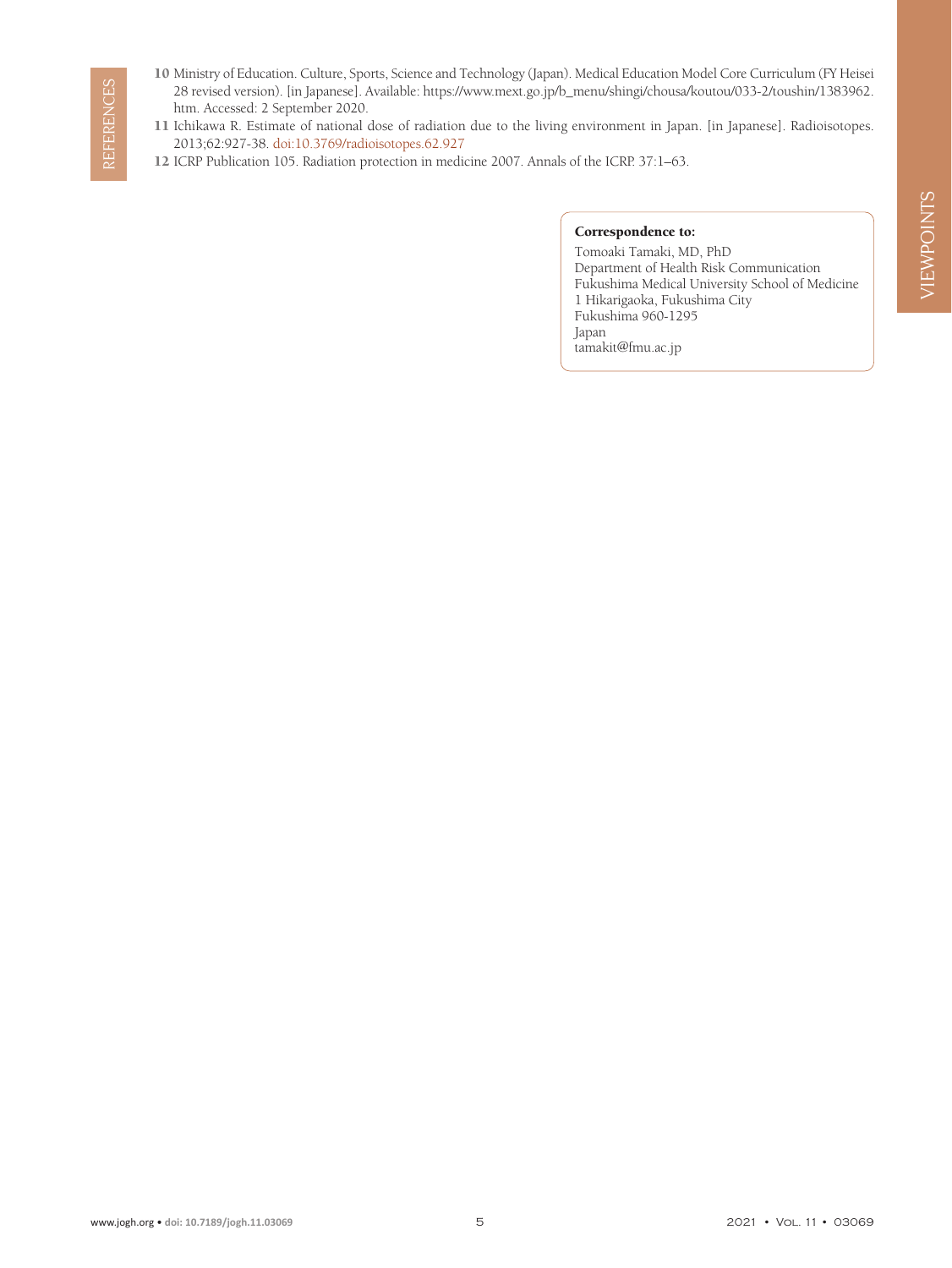10 Ministry of Education. Culture, Sports, Science and Technology (Japan). Medical Education Model Core Curriculum (FY Heisei 28 revised version). [in Japanese]. Available: https://www.mext.go.jp/b_menu/shingi/chousa/koutou/033-2/toushin/1383962.htm. Accessed: 2 September 2020.

11 Ichikawa R. Estimate of national dose of radiation due to the living environment in Japan. [in Japanese]. Radioisotopes. 2013;62:927-38. doi:10.3769/radioisotopes.62.927

12 ICRP Publication 105. Radiation protection in medicine 2007. Annals of the ICRP. 37:1–63.

**Correspondence to:**

Tomoaki Tamaki, MD, PhD
Department of Health Risk Communication
Fukushima Medical University School of Medicine
1 Hikarigaoka, Fukushima City
Fukushima 960-1295
Japan
tamakit@fmu.ac.jp